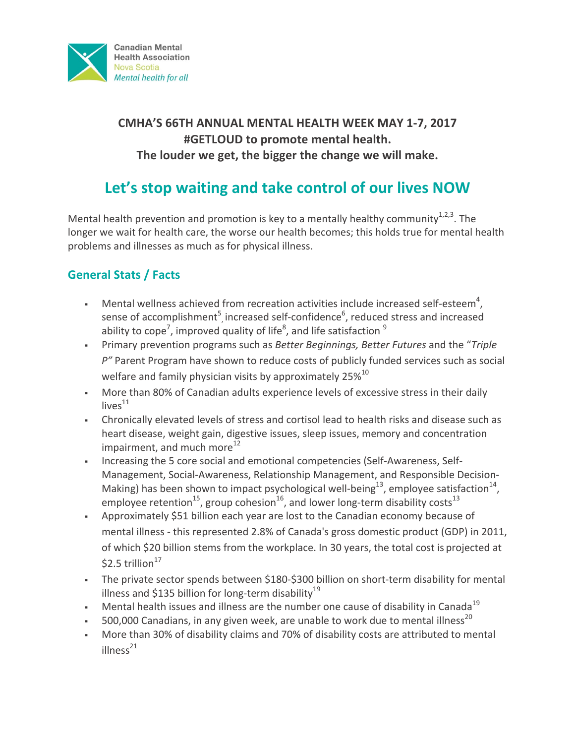Canadian Mental Health Association
Nova Scotia
*Mental health for all*

**CMHA'S 66TH ANNUAL MENTAL HEALTH WEEK MAY 1-7, 2017**
**#GETLOUD to promote mental health.**
**The louder we get, the bigger the change we will make.**

# Let's stop waiting and take control of our lives NOW

Mental health prevention and promotion is key to a mentally healthy community[1,2,3]. The longer we wait for health care, the worse our health becomes; this holds true for mental health problems and illnesses as much as for physical illness.

## General Stats / Facts

- Mental wellness achieved from recreation activities include increased self-esteem[4], sense of accomplishment[5], increased self-confidence[6], reduced stress and increased ability to cope[7], improved quality of life[8], and life satisfaction [9]
- Primary prevention programs such as *Better Beginnings, Better Futures* and the "*Triple P"* Parent Program have shown to reduce costs of publicly funded services such as social welfare and family physician visits by approximately 25%[10]
- More than 80% of Canadian adults experience levels of excessive stress in their daily lives[11]
- Chronically elevated levels of stress and cortisol lead to health risks and disease such as heart disease, weight gain, digestive issues, sleep issues, memory and concentration impairment, and much more[12]
- Increasing the 5 core social and emotional competencies (Self-Awareness, Self-Management, Social-Awareness, Relationship Management, and Responsible Decision-Making) has been shown to impact psychological well-being[13], employee satisfaction[14], employee retention[15], group cohesion[16], and lower long-term disability costs[13]
- Approximately $51 billion each year are lost to the Canadian economy because of mental illness - this represented 2.8% of Canada's gross domestic product (GDP) in 2011, of which $20 billion stems from the workplace. In 30 years, the total cost is projected at $2.5 trillion[17]
- The private sector spends between $180-$300 billion on short-term disability for mental illness and $135 billion for long-term disability[19]
- Mental health issues and illness are the number one cause of disability in Canada[19]
- 500,000 Canadians, in any given week, are unable to work due to mental illness[20]
- More than 30% of disability claims and 70% of disability costs are attributed to mental illness[21]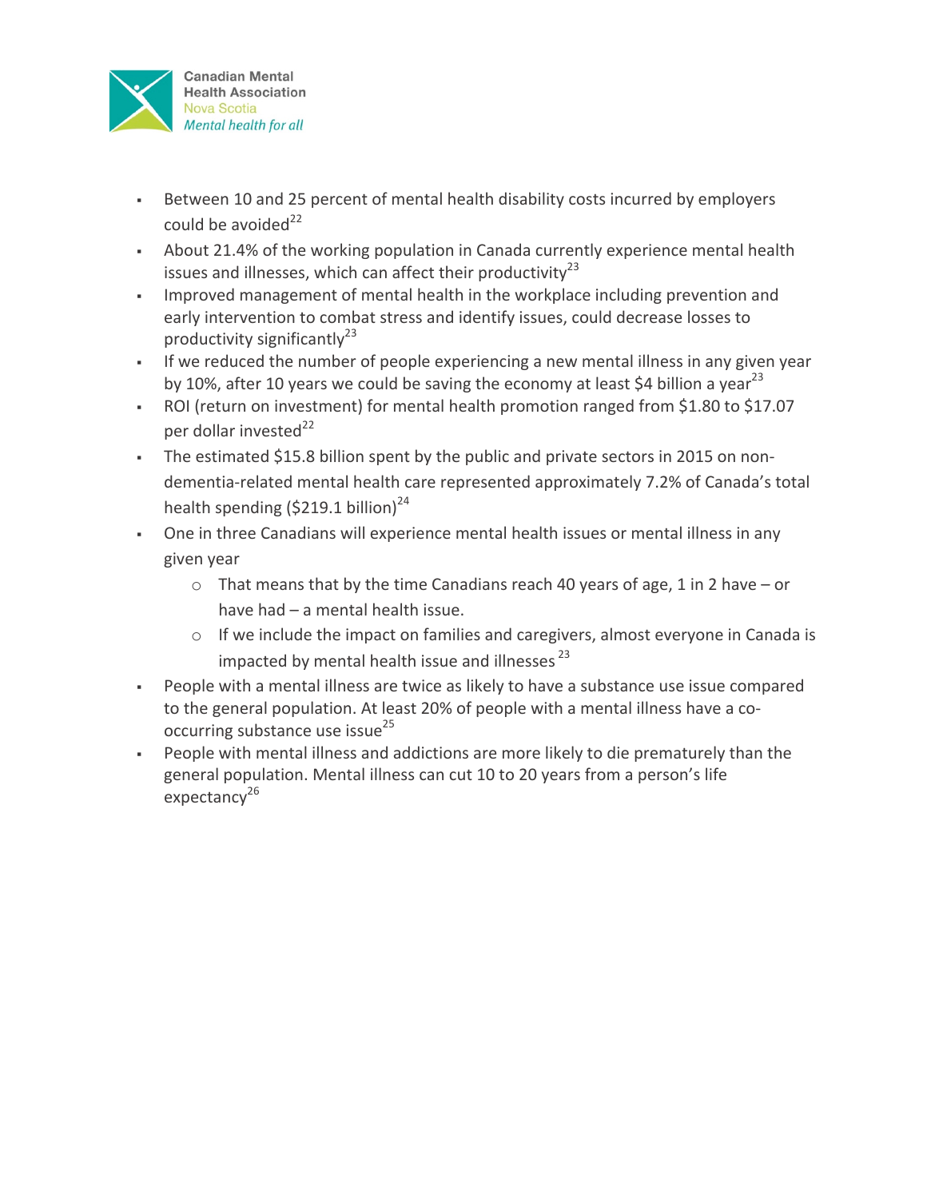- Between 10 and 25 percent of mental health disability costs incurred by employers could be avoided[22]
- About 21.4% of the working population in Canada currently experience mental health issues and illnesses, which can affect their productivity[23]
- Improved management of mental health in the workplace including prevention and early intervention to combat stress and identify issues, could decrease losses to productivity significantly[23]
- If we reduced the number of people experiencing a new mental illness in any given year by 10%, after 10 years we could be saving the economy at least $4 billion a year[23]
- ROI (return on investment) for mental health promotion ranged from $1.80 to $17.07 per dollar invested[22]
- The estimated $15.8 billion spent by the public and private sectors in 2015 on non-dementia-related mental health care represented approximately 7.2% of Canada's total health spending ($219.1 billion)[24]
- One in three Canadians will experience mental health issues or mental illness in any given year
  - That means that by the time Canadians reach 40 years of age, 1 in 2 have – or have had – a mental health issue.
  - If we include the impact on families and caregivers, almost everyone in Canada is impacted by mental health issue and illnesses [23]
- People with a mental illness are twice as likely to have a substance use issue compared to the general population. At least 20% of people with a mental illness have a co-occurring substance use issue[25]
- People with mental illness and addictions are more likely to die prematurely than the general population. Mental illness can cut 10 to 20 years from a person's life expectancy[26]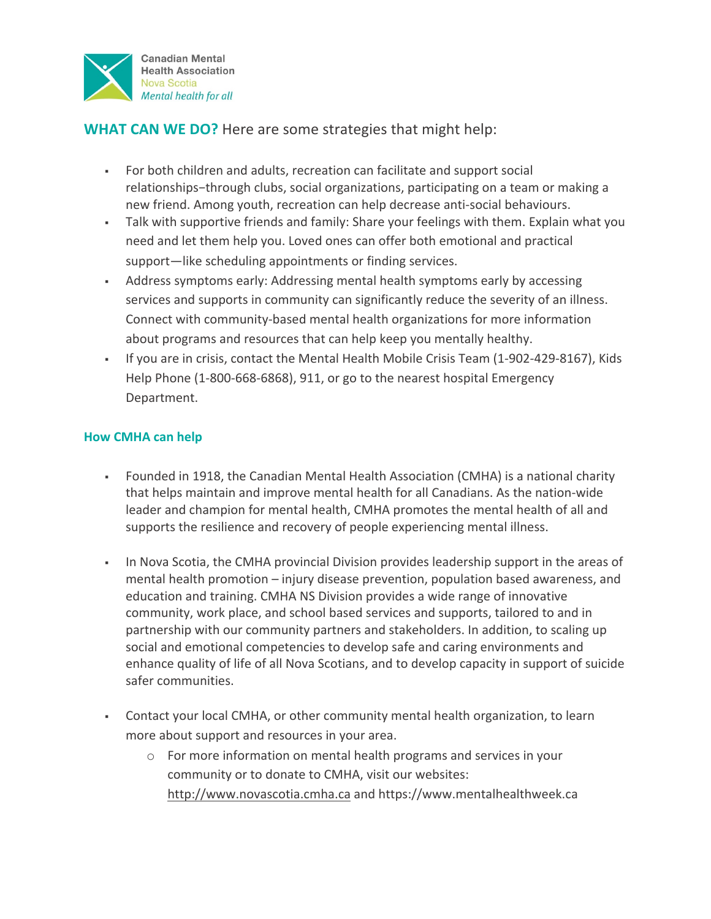Canadian Mental Health Association
Nova Scotia
*Mental health for all*

## **WHAT CAN WE DO?** Here are some strategies that might help:

- For both children and adults, recreation can facilitate and support social relationships–through clubs, social organizations, participating on a team or making a new friend. Among youth, recreation can help decrease anti-social behaviours.
- Talk with supportive friends and family: Share your feelings with them. Explain what you need and let them help you. Loved ones can offer both emotional and practical support—like scheduling appointments or finding services.
- Address symptoms early: Addressing mental health symptoms early by accessing services and supports in community can significantly reduce the severity of an illness. Connect with community-based mental health organizations for more information about programs and resources that can help keep you mentally healthy.
- If you are in crisis, contact the Mental Health Mobile Crisis Team (1-902-429-8167), Kids Help Phone (1-800-668-6868), 911, or go to the nearest hospital Emergency Department.

### How CMHA can help

- Founded in 1918, the Canadian Mental Health Association (CMHA) is a national charity that helps maintain and improve mental health for all Canadians. As the nation-wide leader and champion for mental health, CMHA promotes the mental health of all and supports the resilience and recovery of people experiencing mental illness.

- In Nova Scotia, the CMHA provincial Division provides leadership support in the areas of mental health promotion – injury disease prevention, population based awareness, and education and training. CMHA NS Division provides a wide range of innovative community, work place, and school based services and supports, tailored to and in partnership with our community partners and stakeholders. In addition, to scaling up social and emotional competencies to develop safe and caring environments and enhance quality of life of all Nova Scotians, and to develop capacity in support of suicide safer communities.

- Contact your local CMHA, or other community mental health organization, to learn more about support and resources in your area.
    - For more information on mental health programs and services in your community or to donate to CMHA, visit our websites: http://www.novascotia.cmha.ca and https://www.mentalhealthweek.ca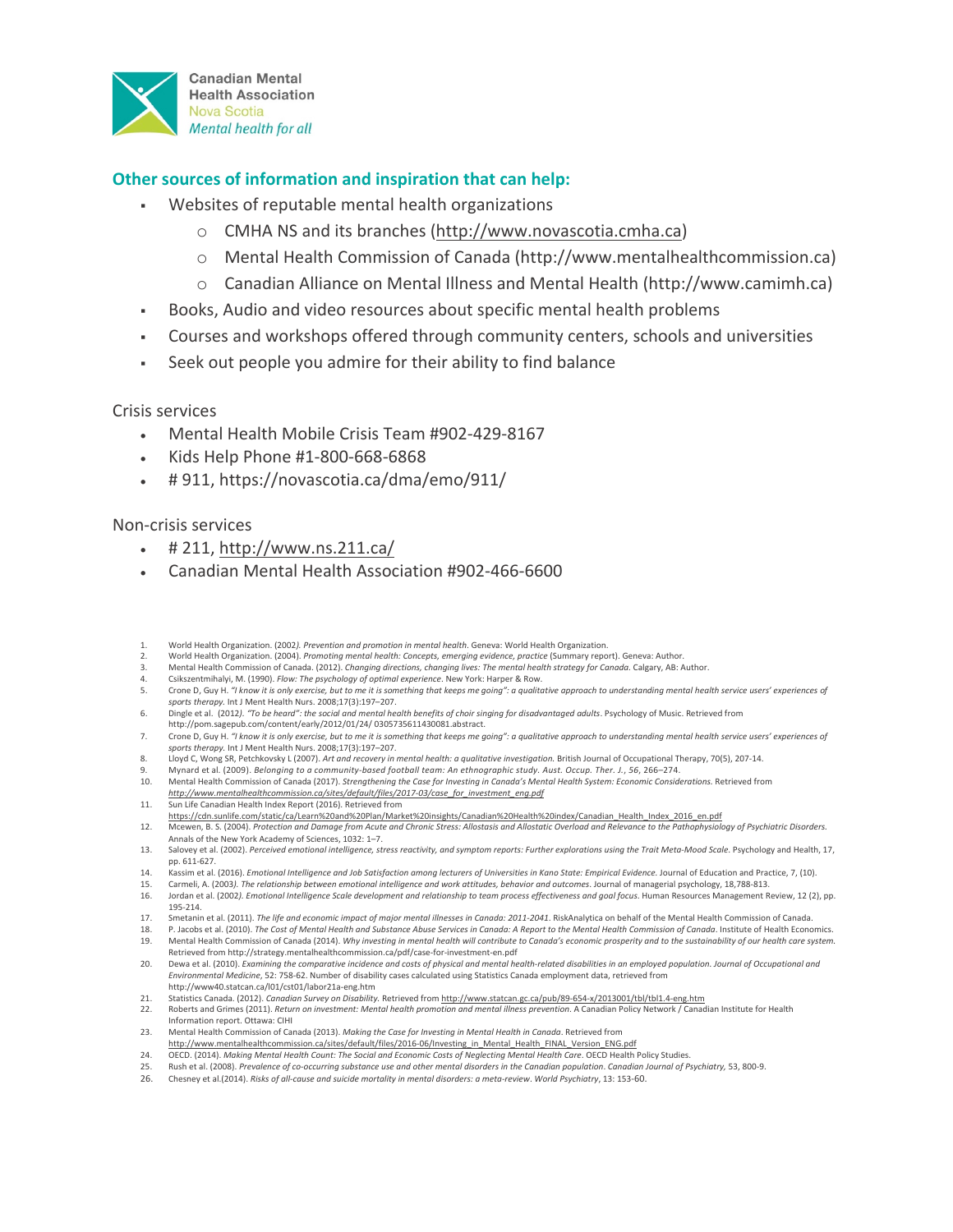Canadian Mental Health Association
Nova Scotia
*Mental health for all*

## Other sources of information and inspiration that can help:

- Websites of reputable mental health organizations
    - CMHA NS and its branches (http://www.novascotia.cmha.ca)
    - Mental Health Commission of Canada (http://www.mentalhealthcommission.ca)
    - Canadian Alliance on Mental Illness and Mental Health (http://www.camimh.ca)
- Books, Audio and video resources about specific mental health problems
- Courses and workshops offered through community centers, schools and universities
- Seek out people you admire for their ability to find balance

Crisis services

- Mental Health Mobile Crisis Team #902-429-8167
- Kids Help Phone #1-800-668-6868
- # 911, https://novascotia.ca/dma/emo/911/

Non-crisis services

- # 211, http://www.ns.211.ca/
- Canadian Mental Health Association #902-466-6600

1. World Health Organization. (2002*). Prevention and promotion in mental health*. Geneva: World Health Organization.
2. World Health Organization. (2004). *Promoting mental health: Concepts, emerging evidence, practice* (Summary report). Geneva: Author.
3. Mental Health Commission of Canada. (2012). *Changing directions, changing lives: The mental health strategy for Canada*. Calgary, AB: Author.
4. Csikszentmihalyi, M. (1990). *Flow: The psychology of optimal experience*. New York: Harper & Row.
5. Crone D, Guy H. *"I know it is only exercise, but to me it is something that keeps me going": a qualitative approach to understanding mental health service users' experiences of sports therapy.* Int J Ment Health Nurs. 2008;17(3):197–207.
6. Dingle et al. (2012*). "To be heard": the social and mental health benefits of choir singing for disadvantaged adults*. Psychology of Music. Retrieved from http://pom.sagepub.com/content/early/2012/01/24/ 0305735611430081.abstract.
7. Crone D, Guy H. *"I know it is only exercise, but to me it is something that keeps me going": a qualitative approach to understanding mental health service users' experiences of sports therapy.* Int J Ment Health Nurs. 2008;17(3):197–207.
8. Lloyd C, Wong SR, Petchkovsky L (2007). *Art and recovery in mental health: a qualitative investigation.* British Journal of Occupational Therapy, 70(5), 207-14.
9. Mynard et al. (2009). *Belonging to a community-based football team: An ethnographic study*. *Aust. Occup. Ther. J.*, *56*, 266–274.
10. Mental Health Commission of Canada (2017). *Strengthening the Case for Investing in Canada's Mental Health System: Economic Considerations.* Retrieved from *http://www.mentalhealthcommission.ca/sites/default/files/2017-03/case_for_investment_eng.pdf*
11. Sun Life Canadian Health Index Report (2016). Retrieved from https://cdn.sunlife.com/static/ca/Learn%20and%20Plan/Market%20insights/Canadian%20Health%20index/Canadian_Health_Index_2016_en.pdf
12. Mcewen, B. S. (2004). *Protection and Damage from Acute and Chronic Stress: Allostasis and Allostatic Overload and Relevance to the Pathophysiology of Psychiatric Disorders.* Annals of the New York Academy of Sciences, 1032: 1–7.
13. Salovey et al. (2002). *Perceived emotional intelligence, stress reactivity, and symptom reports: Further explorations using the Trait Meta-Mood Scale.* Psychology and Health, 17, pp. 611-627.
14. Kassim et al. (2016). *Emotional Intelligence and Job Satisfaction among lecturers of Universities in Kano State: Empirical Evidence.* Journal of Education and Practice, 7, (10).
15. Carmeli, A. (2003*). The relationship between emotional intelligence and work attitudes, behavior and outcomes*. Journal of managerial psychology, 18,788-813.
16. Jordan et al. (2002*). Emotional Intelligence Scale development and relationship to team process effectiveness and goal focus*. Human Resources Management Review, 12 (2), pp. 195-214.
17. Smetanin et al. (2011). *The life and economic impact of major mental illnesses in Canada: 2011-2041*. RiskAnalytica on behalf of the Mental Health Commission of Canada.
18. P. Jacobs et al. (2010). *The Cost of Mental Health and Substance Abuse Services in Canada: A Report to the Mental Health Commission of Canada*. Institute of Health Economics.
19. Mental Health Commission of Canada (2014). *Why investing in mental health will contribute to Canada's economic prosperity and to the sustainability of our health care system.* Retrieved from http://strategy.mentalhealthcommission.ca/pdf/case-for-investment-en.pdf
20. Dewa et al. (2010). *Examining the comparative incidence and costs of physical and mental health-related disabilities in an employed population. Journal of Occupational and Environmental Medicine*, 52: 758-62. Number of disability cases calculated using Statistics Canada employment data, retrieved from http://www40.statcan.ca/l01/cst01/labor21a-eng.htm
21. Statistics Canada. (2012). *Canadian Survey on Disability.* Retrieved from http://www.statcan.gc.ca/pub/89-654-x/2013001/tbl/tbl1.4-eng.htm
22. Roberts and Grimes (2011). *Return on investment: Mental health promotion and mental illness prevention*. A Canadian Policy Network / Canadian Institute for Health Information report. Ottawa: CIHI
23. Mental Health Commission of Canada (2013). *Making the Case for Investing in Mental Health in Canada*. Retrieved from http://www.mentalhealthcommission.ca/sites/default/files/2016-06/Investing_in_Mental_Health_FINAL_Version_ENG.pdf
24. OECD. (2014). *Making Mental Health Count: The Social and Economic Costs of Neglecting Mental Health Care*. OECD Health Policy Studies.
25. Rush et al. (2008). *Prevalence of co-occurring substance use and other mental disorders in the Canadian population*. *Canadian Journal of Psychiatry,* 53, 800-9.
26. Chesney et al.(2014). *Risks of all-cause and suicide mortality in mental disorders: a meta-review*. *World Psychiatry*, 13: 153-60.